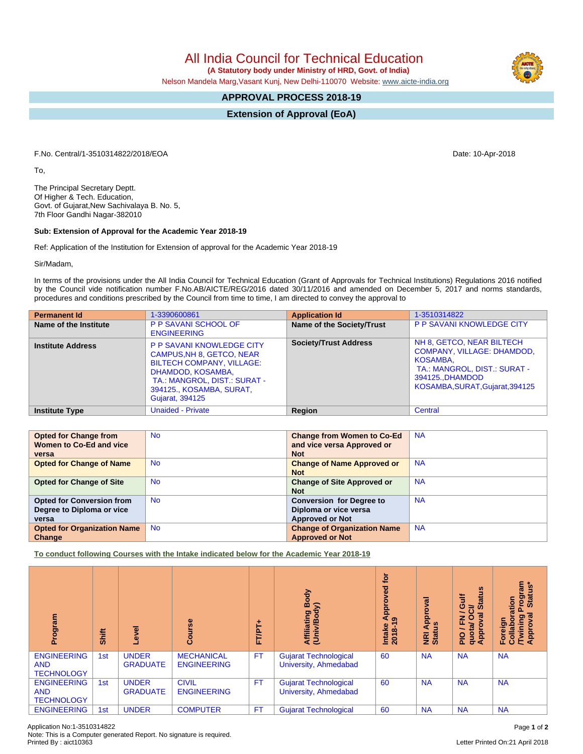# All India Council for Technical Education

**(A Statutory body under Ministry of HRD, Govt. of India)**

Nelson Mandela Marg,Vasant Kunj, New Delhi-110070 Website: www.aicte-india.org

## APPROVAL PROCESS 2018-19

## Extension of Approval (EoA)

F.No. Central/1-3510314822/2018/EOA

Date: 10-Apr-2018

To,

The Principal Secretary Deptt.
Of Higher & Tech. Education,
Govt. of Gujarat,New Sachivalaya B. No. 5,
7th Floor Gandhi Nagar-382010

**Sub: Extension of Approval for the Academic Year 2018-19**

Ref: Application of the Institution for Extension of approval for the Academic Year 2018-19

Sir/Madam,

In terms of the provisions under the All India Council for Technical Education (Grant of Approvals for Technical Institutions) Regulations 2016 notified by the Council vide notification number F.No.AB/AICTE/REG/2016 dated 30/11/2016 and amended on December 5, 2017 and norms standards, procedures and conditions prescribed by the Council from time to time, I am directed to convey the approval to

| **Permanent Id** | 1-3390600861 | **Application Id** | 1-3510314822 |
|---|---|---|---|
| **Name of the Institute** | P P SAVANI SCHOOL OF ENGINEERING | **Name of the Society/Trust** | P P SAVANI KNOWLEDGE CITY |
| **Institute Address** | P P SAVANI KNOWLEDGE CITY CAMPUS,NH 8, GETCO, NEAR BILTECH COMPANY, VILLAGE: DHAMDOD, KOSAMBA, TA.: MANGROL, DIST.: SURAT - 394125., KOSAMBA, SURAT, Gujarat, 394125 | **Society/Trust Address** | NH 8, GETCO, NEAR BILTECH COMPANY, VILLAGE: DHAMDOD, KOSAMBA, TA.: MANGROL, DIST.: SURAT - 394125.,DHAMDOD KOSAMBA,SURAT,Gujarat,394125 |
| **Institute Type** | Unaided - Private | **Region** | Central |

| **Opted for Change from Women to Co-Ed and vice versa** | No | **Change from Women to Co-Ed and vice versa Approved or Not** | NA |
|---|---|---|---|
| **Opted for Change of Name** | No | **Change of Name Approved or Not** | NA |
| **Opted for Change of Site** | No | **Change of Site Approved or Not** | NA |
| **Opted for Conversion from Degree to Diploma or vice versa** | No | **Conversion for Degree to Diploma or vice versa Approved or Not** | NA |
| **Opted for Organization Name Change** | No | **Change of Organization Name Approved or Not** | NA |

**To conduct following Courses with the Intake indicated below for the Academic Year 2018-19**

| Program | Shift | Level | Course | FT/PT+ | Affiliating Body (Univ/Body) | Intake Approved for 2018-19 | NRI Approval Status | PIO / FN / Gulf quota/ OCI/ Approval Status | Foreign Collaboration /Twining Program Approval Status* |
|---|---|---|---|---|---|---|---|---|---|
| ENGINEERING AND TECHNOLOGY | 1st | UNDER GRADUATE | MECHANICAL ENGINEERING | FT | Gujarat Technological University, Ahmedabad | 60 | NA | NA | NA |
| ENGINEERING AND TECHNOLOGY | 1st | UNDER GRADUATE | CIVIL ENGINEERING | FT | Gujarat Technological University, Ahmedabad | 60 | NA | NA | NA |
| ENGINEERING | 1st | UNDER | COMPUTER | FT | Gujarat Technological | 60 | NA | NA | NA |

Application No:1-3510314822
Note: This is a Computer generated Report. No signature is required.
Printed By : aict10363

Letter Printed On:21 April 2018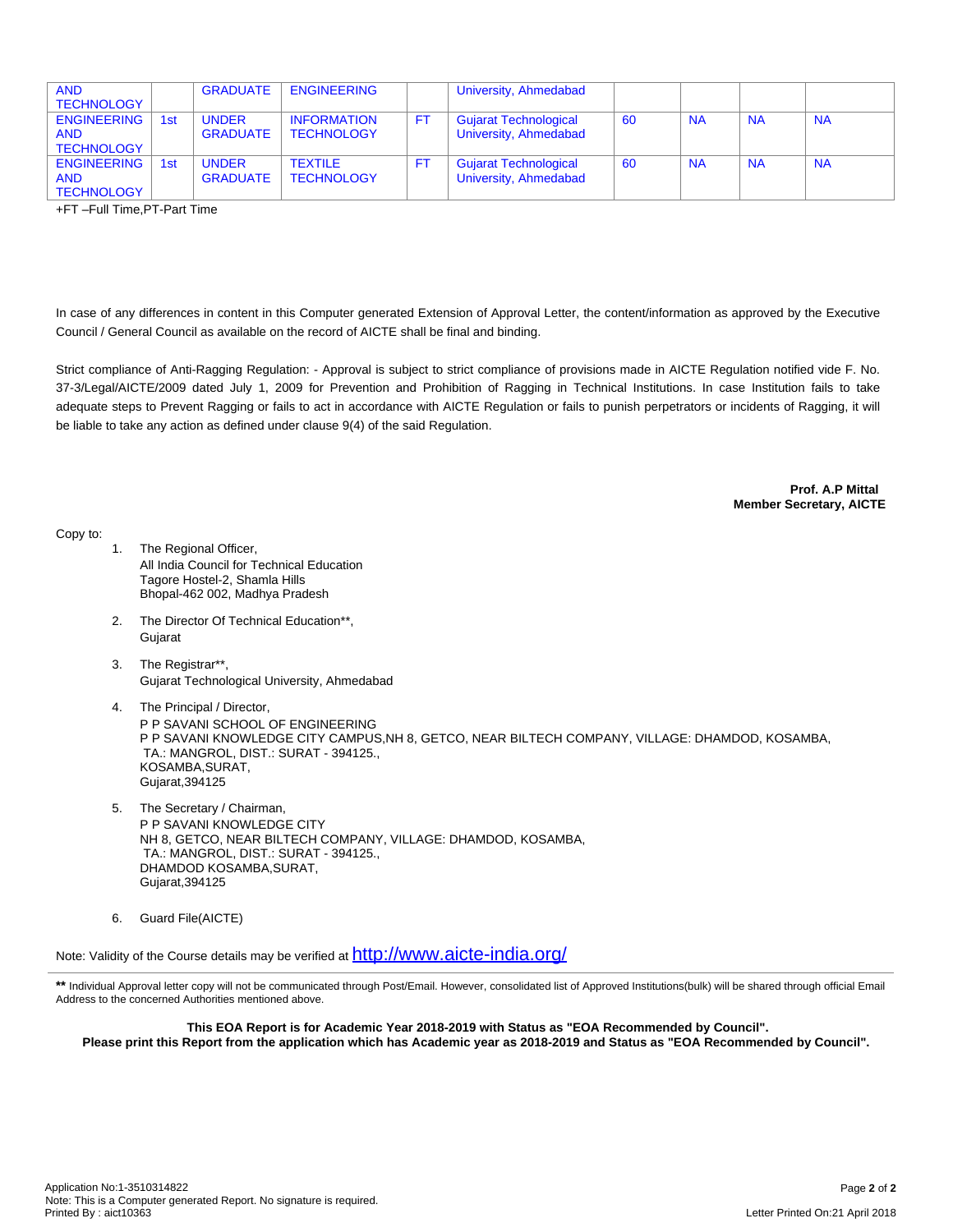| | | | | | | | | | |
|---|---|---|---|---|---|---|---|---|---|
| AND TECHNOLOGY | | GRADUATE | ENGINEERING | | University, Ahmedabad | | | | |
| ENGINEERING AND TECHNOLOGY | 1st | UNDER GRADUATE | INFORMATION TECHNOLOGY | FT | Gujarat Technological University, Ahmedabad | 60 | NA | NA | NA |
| ENGINEERING AND TECHNOLOGY | 1st | UNDER GRADUATE | TEXTILE TECHNOLOGY | FT | Gujarat Technological University, Ahmedabad | 60 | NA | NA | NA |

+FT –Full Time,PT-Part Time

In case of any differences in content in this Computer generated Extension of Approval Letter, the content/information as approved by the Executive Council / General Council as available on the record of AICTE shall be final and binding.

Strict compliance of Anti-Ragging Regulation: - Approval is subject to strict compliance of provisions made in AICTE Regulation notified vide F. No. 37-3/Legal/AICTE/2009 dated July 1, 2009 for Prevention and Prohibition of Ragging in Technical Institutions. In case Institution fails to take adequate steps to Prevent Ragging or fails to act in accordance with AICTE Regulation or fails to punish perpetrators or incidents of Ragging, it will be liable to take any action as defined under clause 9(4) of the said Regulation.

**Prof. A.P Mittal**
**Member Secretary, AICTE**

Copy to:

1. The Regional Officer,
   All India Council for Technical Education
   Tagore Hostel-2, Shamla Hills
   Bhopal-462 002, Madhya Pradesh

2. The Director Of Technical Education**,
   Gujarat

3. The Registrar**,
   Gujarat Technological University, Ahmedabad

4. The Principal / Director,
   P P SAVANI SCHOOL OF ENGINEERING
   P P SAVANI KNOWLEDGE CITY CAMPUS,NH 8, GETCO, NEAR BILTECH COMPANY, VILLAGE: DHAMDOD, KOSAMBA, TA.: MANGROL, DIST.: SURAT - 394125.,
   KOSAMBA,SURAT,
   Gujarat,394125

5. The Secretary / Chairman,
   P P SAVANI KNOWLEDGE CITY
   NH 8, GETCO, NEAR BILTECH COMPANY, VILLAGE: DHAMDOD, KOSAMBA,
   TA.: MANGROL, DIST.: SURAT - 394125.,
   DHAMDOD KOSAMBA,SURAT,
   Gujarat,394125

6. Guard File(AICTE)

Note: Validity of the Course details may be verified at http://www.aicte-india.org/

**\*\*** Individual Approval letter copy will not be communicated through Post/Email. However, consolidated list of Approved Institutions(bulk) will be shared through official Email Address to the concerned Authorities mentioned above.

**This EOA Report is for Academic Year 2018-2019 with Status as "EOA Recommended by Council".**
**Please print this Report from the application which has Academic year as 2018-2019 and Status as "EOA Recommended by Council".**

Application No:1-3510314822
Note: This is a Computer generated Report. No signature is required.
Printed By : aict10363

Letter Printed On:21 April 2018